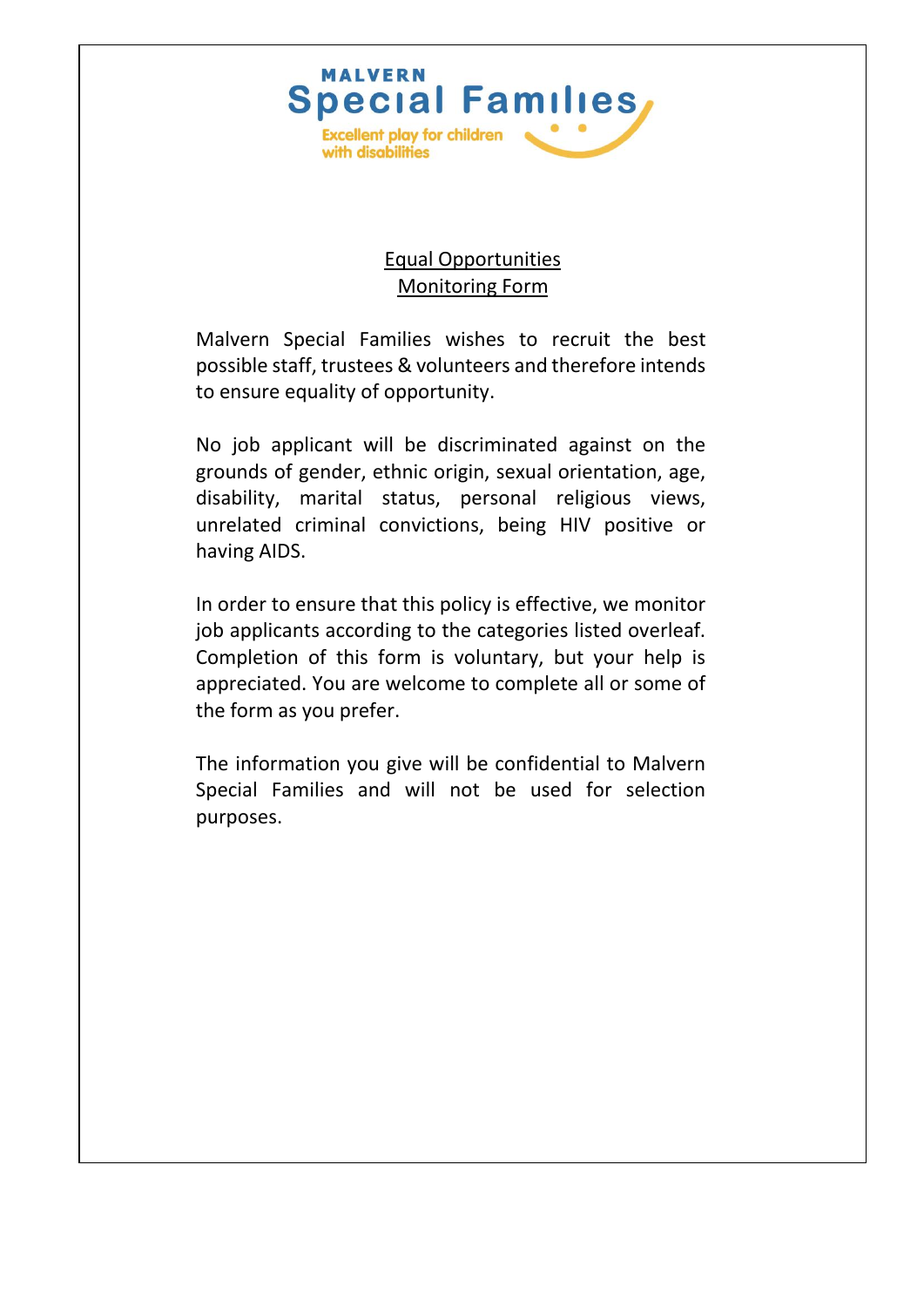MALVERN
Special Families
Excellent play for children with disabilities

# Equal Opportunities Monitoring Form

Malvern Special Families wishes to recruit the best possible staff, trustees & volunteers and therefore intends to ensure equality of opportunity.

No job applicant will be discriminated against on the grounds of gender, ethnic origin, sexual orientation, age, disability, marital status, personal religious views, unrelated criminal convictions, being HIV positive or having AIDS.

In order to ensure that this policy is effective, we monitor job applicants according to the categories listed overleaf. Completion of this form is voluntary, but your help is appreciated. You are welcome to complete all or some of the form as you prefer.

The information you give will be confidential to Malvern Special Families and will not be used for selection purposes.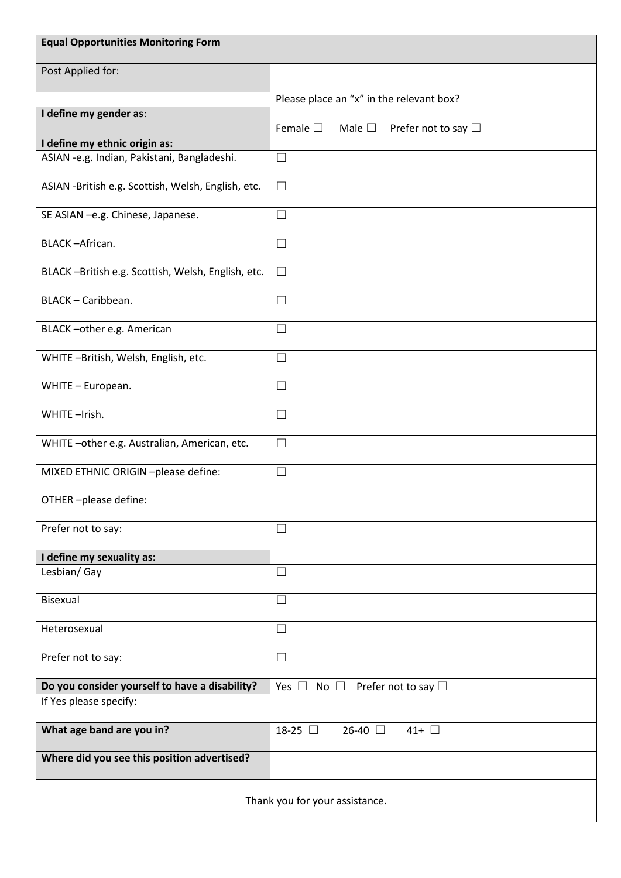| **Equal Opportunities Monitoring Form** | |
|---|---|
| Post Applied for: | |
| | Please place an "x" in the relevant box? |
| **I define my gender as**: | Female ☐ Male ☐ Prefer not to say ☐ |
| **I define my ethnic origin as:** | |
| ASIAN -e.g. Indian, Pakistani, Bangladeshi. | ☐ |
| ASIAN -British e.g. Scottish, Welsh, English, etc. | ☐ |
| SE ASIAN –e.g. Chinese, Japanese. | ☐ |
| BLACK –African. | ☐ |
| BLACK –British e.g. Scottish, Welsh, English, etc. | ☐ |
| BLACK – Caribbean. | ☐ |
| BLACK –other e.g. American | ☐ |
| WHITE –British, Welsh, English, etc. | ☐ |
| WHITE – European. | ☐ |
| WHITE –Irish. | ☐ |
| WHITE –other e.g. Australian, American, etc. | ☐ |
| MIXED ETHNIC ORIGIN –please define: | ☐ |
| OTHER –please define: | |
| Prefer not to say: | ☐ |
| **I define my sexuality as:** | |
| Lesbian/ Gay | ☐ |
| Bisexual | ☐ |
| Heterosexual | ☐ |
| Prefer not to say: | ☐ |
| **Do you consider yourself to have a disability?** | Yes ☐ No ☐ Prefer not to say ☐ |
| If Yes please specify: | |
| **What age band are you in?** | 18-25 ☐ 26-40 ☐ 41+ ☐ |
| **Where did you see this position advertised?** | |
| Thank you for your assistance. | |